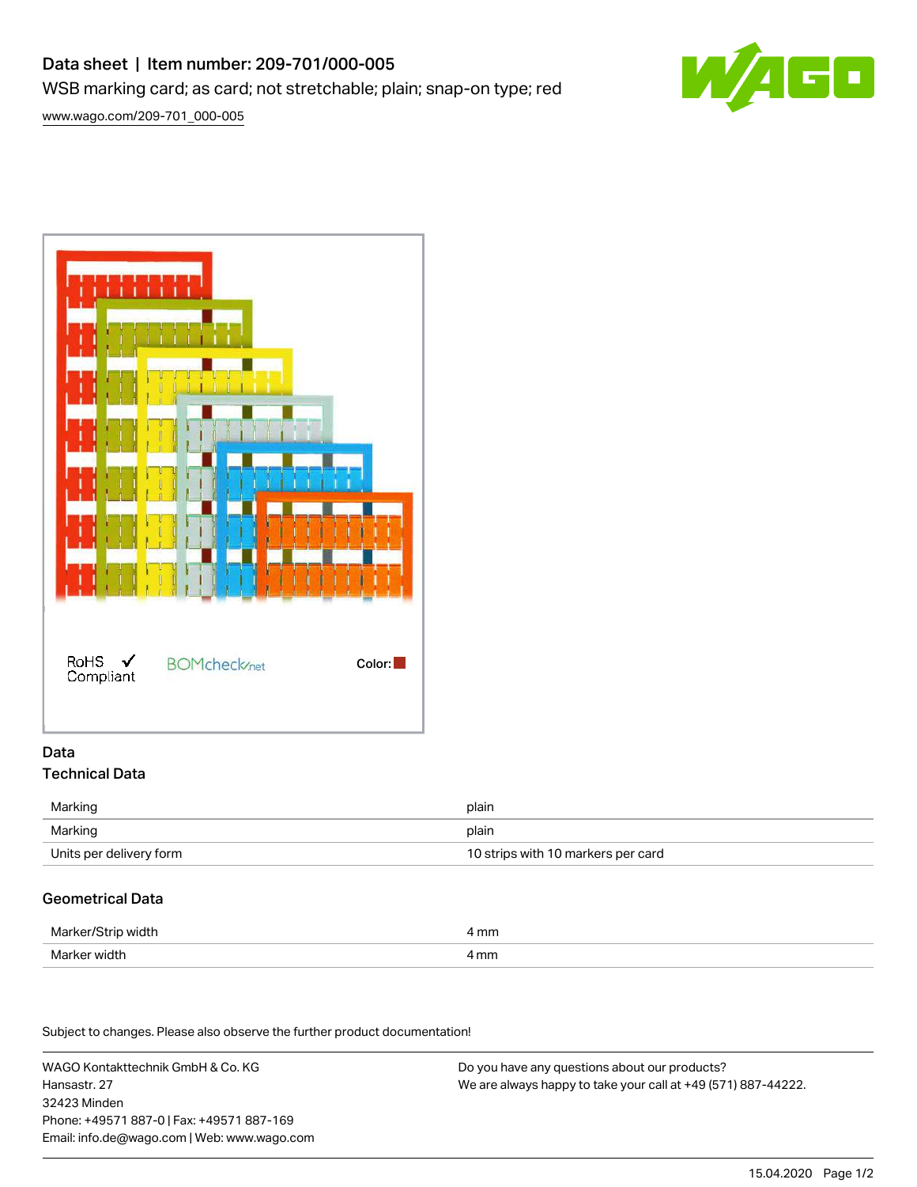# Data sheet | Item number: 209-701/000-005

WSB marking card; as card; not stretchable; plain; snap-on type; red

www.wago.com/209-701_000-005

RoHS ✓ Compliant

BOMcheck.net

Color:

## Data

### Technical Data

| | |
|---|---|
| Marking | plain |
| Marking | plain |
| Units per delivery form | 10 strips with 10 markers per card |

### Geometrical Data

| | |
|---|---|
| Marker/Strip width | 4 mm |
| Marker width | 4 mm |

Subject to changes. Please also observe the further product documentation!

WAGO Kontakttechnik GmbH & Co. KG
Hansastr. 27
32423 Minden
Phone: +49571 887-0 | Fax: +49571 887-169
Email: info.de@wago.com | Web: www.wago.com

Do you have any questions about our products?
We are always happy to take your call at +49 (571) 887-44222.

15.04.2020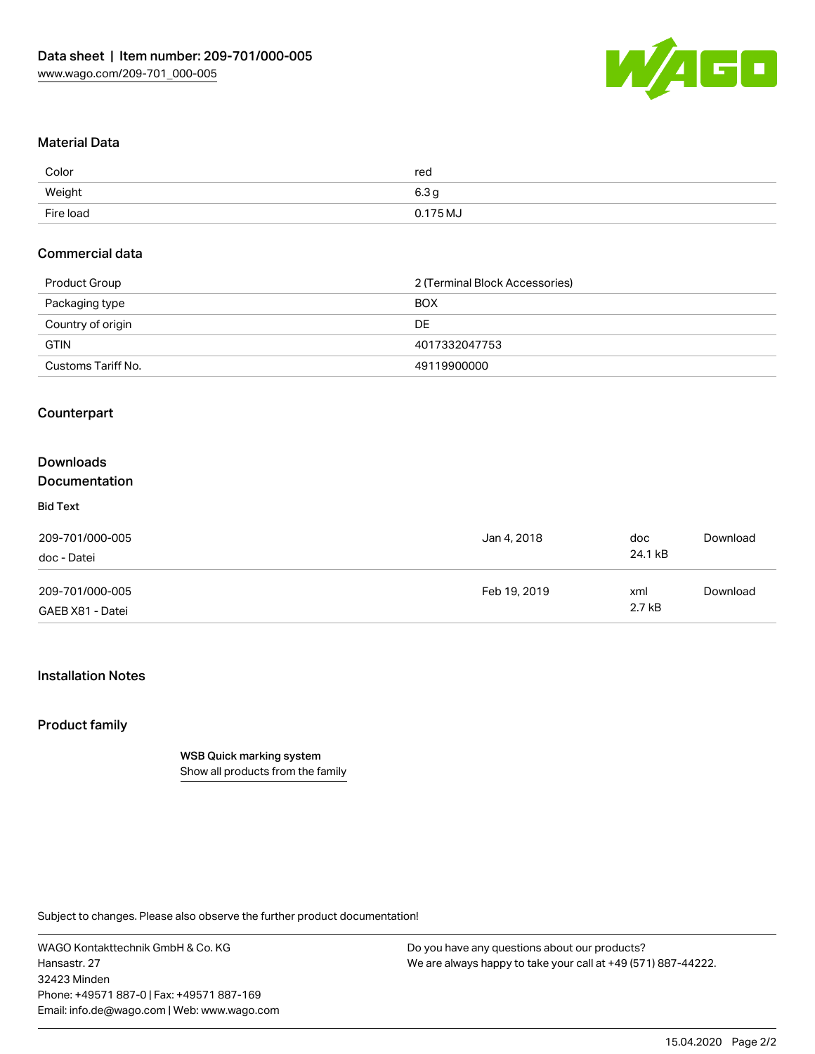## Material Data

| | |
|---|---|
| Color | red |
| Weight | 6.3 g |
| Fire load | 0.175 MJ |

## Commercial data

| | |
|---|---|
| Product Group | 2 (Terminal Block Accessories) |
| Packaging type | BOX |
| Country of origin | DE |
| GTIN | 4017332047753 |
| Customs Tariff No. | 49119900000 |

## Counterpart

## Downloads
## Documentation

**Bid Text**

| | | | |
|---|---|---|---|
| 209-701/000-005<br>doc - Datei | Jan 4, 2018 | doc<br>24.1 kB | Download |
| 209-701/000-005<br>GAEB X81 - Datei | Feb 19, 2019 | xml<br>2.7 kB | Download |

## Installation Notes

## Product family

**WSB Quick marking system**
Show all products from the family

Subject to changes. Please also observe the further product documentation!

WAGO Kontakttechnik GmbH & Co. KG
Hansastr. 27
32423 Minden
Phone: +49571 887-0 | Fax: +49571 887-169
Email: info.de@wago.com | Web: www.wago.com

Do you have any questions about our products?
We are always happy to take your call at +49 (571) 887-44222.